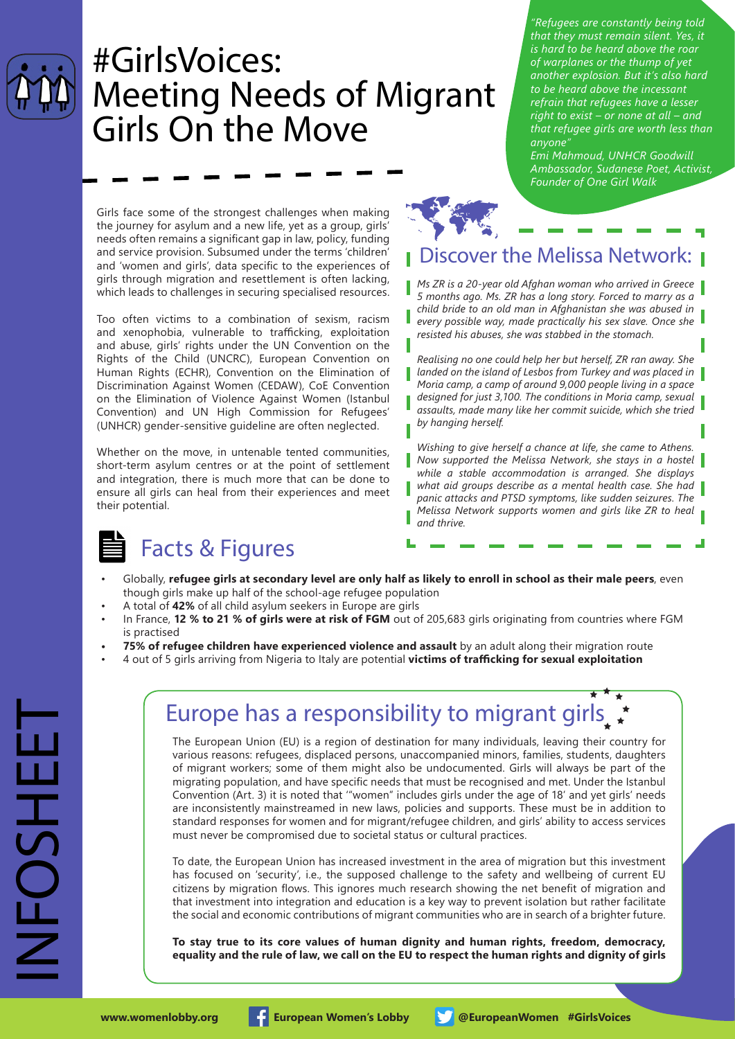# #GirlsVoices: Meeting Needs of Migrant Girls On the Move

*"Refugees are constantly being told that they must remain silent. Yes, it is hard to be heard above the roar of warplanes or the thump of yet another explosion. But it's also hard to be heard above the incessant refrain that refugees have a lesser right to exist – or none at all – and that refugee girls are worth less than anyone"*
*Emi Mahmoud, UNHCR Goodwill Ambassador, Sudanese Poet, Activist, Founder of One Girl Walk*

Girls face some of the strongest challenges when making the journey for asylum and a new life, yet as a group, girls' needs often remains a significant gap in law, policy, funding and service provision. Subsumed under the terms 'children' and 'women and girls', data specific to the experiences of girls through migration and resettlement is often lacking, which leads to challenges in securing specialised resources.

Too often victims to a combination of sexism, racism and xenophobia, vulnerable to trafficking, exploitation and abuse, girls' rights under the UN Convention on the Rights of the Child (UNCRC), European Convention on Human Rights (ECHR), Convention on the Elimination of Discrimination Against Women (CEDAW), CoE Convention on the Elimination of Violence Against Women (Istanbul Convention) and UN High Commission for Refugees' (UNHCR) gender-sensitive guideline are often neglected.

Whether on the move, in untenable tented communities, short-term asylum centres or at the point of settlement and integration, there is much more that can be done to ensure all girls can heal from their experiences and meet their potential.

## Discover the Melissa Network:

*Ms ZR is a 20-year old Afghan woman who arrived in Greece 5 months ago. Ms. ZR has a long story. Forced to marry as a child bride to an old man in Afghanistan she was abused in every possible way, made practically his sex slave. Once she resisted his abuses, she was stabbed in the stomach.*

*Realising no one could help her but herself, ZR ran away. She landed on the island of Lesbos from Turkey and was placed in Moria camp, a camp of around 9,000 people living in a space designed for just 3,100. The conditions in Moria camp, sexual assaults, made many like her commit suicide, which she tried by hanging herself.*

*Wishing to give herself a chance at life, she came to Athens. Now supported the Melissa Network, she stays in a hostel while a stable accommodation is arranged. She displays what aid groups describe as a mental health case. She had panic attacks and PTSD symptoms, like sudden seizures. The Melissa Network supports women and girls like ZR to heal and thrive.*

## Facts & Figures

- Globally, **refugee girls at secondary level are only half as likely to enroll in school as their male peers**, even though girls make up half of the school-age refugee population
- A total of **42%** of all child asylum seekers in Europe are girls
- In France, **12 % to 21 % of girls were at risk of FGM** out of 205,683 girls originating from countries where FGM is practised
- **75% of refugee children have experienced violence and assault** by an adult along their migration route
- 4 out of 5 girls arriving from Nigeria to Italy are potential **victims of trafficking for sexual exploitation**

## Europe has a responsibility to migrant girls

The European Union (EU) is a region of destination for many individuals, leaving their country for various reasons: refugees, displaced persons, unaccompanied minors, families, students, daughters of migrant workers; some of them might also be undocumented. Girls will always be part of the migrating population, and have specific needs that must be recognised and met. Under the Istanbul Convention (Art. 3) it is noted that '"women" includes girls under the age of 18' and yet girls' needs are inconsistently mainstreamed in new laws, policies and supports. These must be in addition to standard responses for women and for migrant/refugee children, and girls' ability to access services must never be compromised due to societal status or cultural practices.

To date, the European Union has increased investment in the area of migration but this investment has focused on 'security', i.e., the supposed challenge to the safety and wellbeing of current EU citizens by migration flows. This ignores much research showing the net benefit of migration and that investment into integration and education is a key way to prevent isolation but rather facilitate the social and economic contributions of migrant communities who are in search of a brighter future.

**To stay true to its core values of human dignity and human rights, freedom, democracy, equality and the rule of law, we call on the EU to respect the human rights and dignity of girls**

INFOSHEET

www.womenlobby.org | European Women's Lobby | @EuropeanWomen #GirlsVoices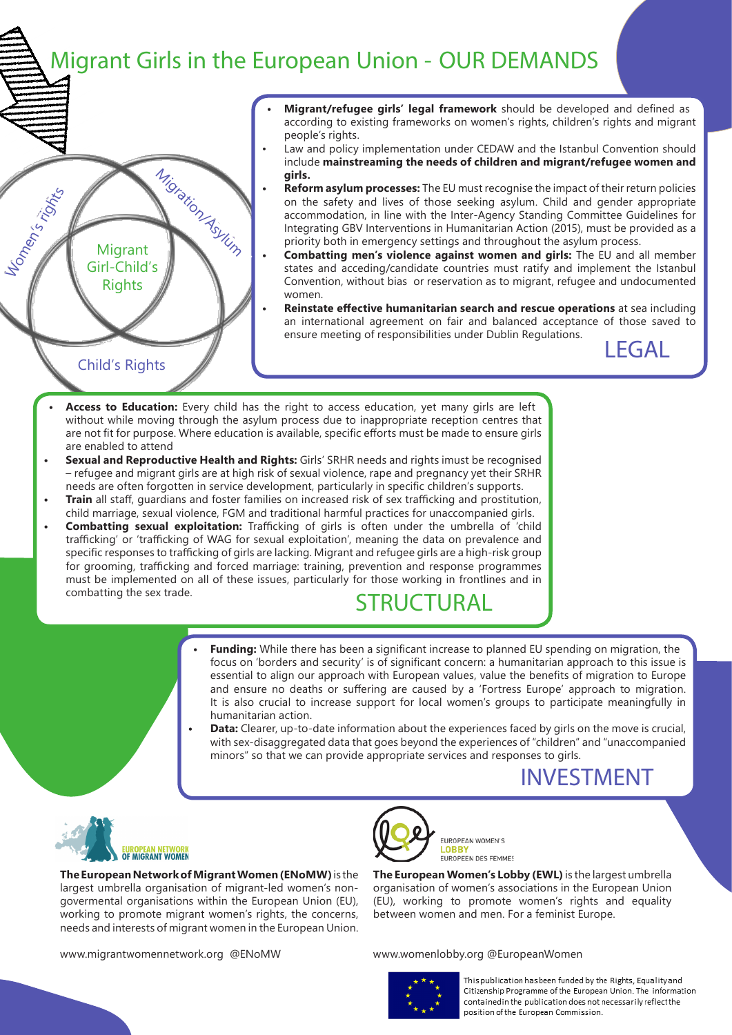# Migrant Girls in the European Union - OUR DEMANDS

Women's rights

Migration/Asylum

Migrant Girl-Child's Rights

Child's Rights

- **Migrant/refugee girls' legal framework** should be developed and defined as according to existing frameworks on women's rights, children's rights and migrant people's rights.
- Law and policy implementation under CEDAW and the Istanbul Convention should include **mainstreaming the needs of children and migrant/refugee women and girls.**
- **Reform asylum processes:** The EU must recognise the impact of their return policies on the safety and lives of those seeking asylum. Child and gender appropriate accommodation, in line with the Inter-Agency Standing Committee Guidelines for Integrating GBV Interventions in Humanitarian Action (2015), must be provided as a priority both in emergency settings and throughout the asylum process.
- **Combatting men's violence against women and girls:** The EU and all member states and acceding/candidate countries must ratify and implement the Istanbul Convention, without bias or reservation as to migrant, refugee and undocumented women.
- **Reinstate effective humanitarian search and rescue operations** at sea including an international agreement on fair and balanced acceptance of those saved to ensure meeting of responsibilities under Dublin Regulations.

## LEGAL

- **Access to Education:** Every child has the right to access education, yet many girls are left without while moving through the asylum process due to inappropriate reception centres that are not fit for purpose. Where education is available, specific efforts must be made to ensure girls are enabled to attend
- **Sexual and Reproductive Health and Rights:** Girls' SRHR needs and rights imust be recognised – refugee and migrant girls are at high risk of sexual violence, rape and pregnancy yet their SRHR needs are often forgotten in service development, particularly in specific children's supports.
- **Train** all staff, guardians and foster families on increased risk of sex trafficking and prostitution, child marriage, sexual violence, FGM and traditional harmful practices for unaccompanied girls.
- **Combatting sexual exploitation:** Trafficking of girls is often under the umbrella of 'child trafficking' or 'trafficking of WAG for sexual exploitation', meaning the data on prevalence and specific responses to trafficking of girls are lacking. Migrant and refugee girls are a high-risk group for grooming, trafficking and forced marriage: training, prevention and response programmes must be implemented on all of these issues, particularly for those working in frontlines and in combatting the sex trade.

## STRUCTURAL

- **Funding:** While there has been a significant increase to planned EU spending on migration, the focus on 'borders and security' is of significant concern: a humanitarian approach to this issue is essential to align our approach with European values, value the benefits of migration to Europe and ensure no deaths or suffering are caused by a 'Fortress Europe' approach to migration. It is also crucial to increase support for local women's groups to participate meaningfully in humanitarian action.
- **Data:** Clearer, up-to-date information about the experiences faced by girls on the move is crucial, with sex-disaggregated data that goes beyond the experiences of "children" and "unaccompanied minors" so that we can provide appropriate services and responses to girls.

## INVESTMENT

EUROPEAN NETWORK OF MIGRANT WOMEN

**The European Network of Migrant Women (ENoMW)** is the largest umbrella organisation of migrant-led women's non-govermental organisations within the European Union (EU), working to promote migrant women's rights, the concerns, needs and interests of migrant women in the European Union.

www.migrantwomennetwork.org @ENoMW

EUROPEAN WOMEN'S LOBBY
EUROPEEN DES FEMMES

**The European Women's Lobby (EWL)** is the largest umbrella organisation of women's associations in the European Union (EU), working to promote women's rights and equality between women and men. For a feminist Europe.

www.womenlobby.org @EuropeanWomen

This publication has been funded by the Rights, Equality and Citizenship Programme of the European Union. The information contained in the publication does not necessarily reflect the position of the European Commission.